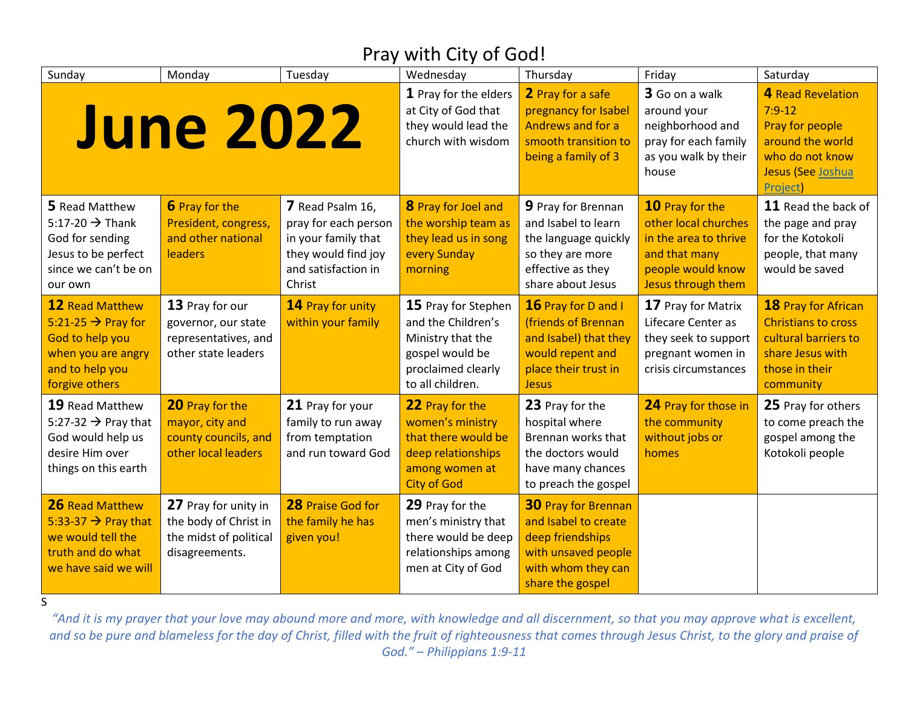# Pray with City of God!

| Sunday | Monday | Tuesday | Wednesday | Thursday | Friday | Saturday |
|---|---|---|---|---|---|---|
| **June 2022** | | | **1** Pray for the elders at City of God that they would lead the church with wisdom | **2** Pray for a safe pregnancy for Isabel Andrews and for a smooth transition to being a family of 3 | **3** Go on a walk around your neighborhood and pray for each family as you walk by their house | **4** Read Revelation 7:9-12 Pray for people around the world who do not know Jesus (See Joshua Project) |
| **5** Read Matthew 5:17-20 → Thank God for sending Jesus to be perfect since we can't be on our own | **6** Pray for the President, congress, and other national leaders | **7** Read Psalm 16, pray for each person in your family that they would find joy and satisfaction in Christ | **8** Pray for Joel and the worship team as they lead us in song every Sunday morning | **9** Pray for Brennan and Isabel to learn the language quickly so they are more effective as they share about Jesus | **10** Pray for the other local churches in the area to thrive and that many people would know Jesus through them | **11** Read the back of the page and pray for the Kotokoli people, that many would be saved |
| **12** Read Matthew 5:21-25 → Pray for God to help you when you are angry and to help you forgive others | **13** Pray for our governor, our state representatives, and other state leaders | **14** Pray for unity within your family | **15** Pray for Stephen and the Children's Ministry that the gospel would be proclaimed clearly to all children. | **16** Pray for D and I (friends of Brennan and Isabel) that they would repent and place their trust in Jesus | **17** Pray for Matrix Lifecare Center as they seek to support pregnant women in crisis circumstances | **18** Pray for African Christians to cross cultural barriers to share Jesus with those in their community |
| **19** Read Matthew 5:27-32 → Pray that God would help us desire Him over things on this earth | **20** Pray for the mayor, city and county councils, and other local leaders | **21** Pray for your family to run away from temptation and run toward God | **22** Pray for the women's ministry that there would be deep relationships among women at City of God | **23** Pray for the hospital where Brennan works that the doctors would have many chances to preach the gospel | **24** Pray for those in the community without jobs or homes | **25** Pray for others to come preach the gospel among the Kotokoli people |
| **26** Read Matthew 5:33-37 → Pray that we would tell the truth and do what we have said we will | **27** Pray for unity in the body of Christ in the midst of political disagreements. | **28** Praise God for the family he has given you! | **29** Pray for the men's ministry that there would be deep relationships among men at City of God | **30** Pray for Brennan and Isabel to create deep friendships with unsaved people with whom they can share the gospel | | |

S

*"And it is my prayer that your love may abound more and more, with knowledge and all discernment, so that you may approve what is excellent, and so be pure and blameless for the day of Christ, filled with the fruit of righteousness that comes through Jesus Christ, to the glory and praise of God." – Philippians 1:9-11*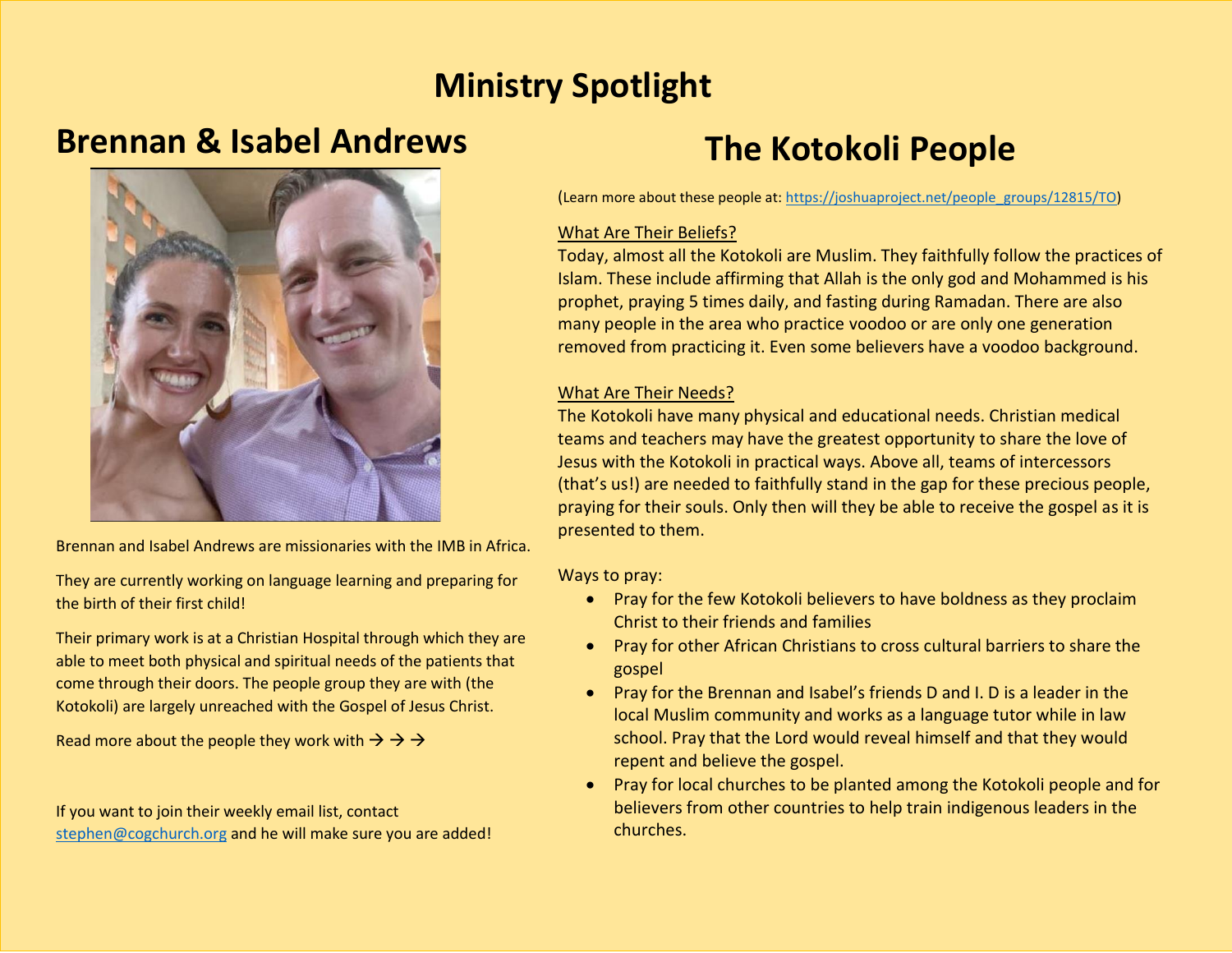# Ministry Spotlight

## Brennan & Isabel Andrews

Brennan and Isabel Andrews are missionaries with the IMB in Africa.

They are currently working on language learning and preparing for the birth of their first child!

Their primary work is at a Christian Hospital through which they are able to meet both physical and spiritual needs of the patients that come through their doors. The people group they are with (the Kotokoli) are largely unreached with the Gospel of Jesus Christ.

Read more about the people they work with → → →

If you want to join their weekly email list, contact stephen@cogchurch.org and he will make sure you are added!

## The Kotokoli People

(Learn more about these people at: https://joshuaproject.net/people_groups/12815/TO)

What Are Their Beliefs?

Today, almost all the Kotokoli are Muslim. They faithfully follow the practices of Islam. These include affirming that Allah is the only god and Mohammed is his prophet, praying 5 times daily, and fasting during Ramadan. There are also many people in the area who practice voodoo or are only one generation removed from practicing it. Even some believers have a voodoo background.

What Are Their Needs?

The Kotokoli have many physical and educational needs. Christian medical teams and teachers may have the greatest opportunity to share the love of Jesus with the Kotokoli in practical ways. Above all, teams of intercessors (that's us!) are needed to faithfully stand in the gap for these precious people, praying for their souls. Only then will they be able to receive the gospel as it is presented to them.

Ways to pray:

- Pray for the few Kotokoli believers to have boldness as they proclaim Christ to their friends and families
- Pray for other African Christians to cross cultural barriers to share the gospel
- Pray for the Brennan and Isabel's friends D and I. D is a leader in the local Muslim community and works as a language tutor while in law school. Pray that the Lord would reveal himself and that they would repent and believe the gospel.
- Pray for local churches to be planted among the Kotokoli people and for believers from other countries to help train indigenous leaders in the churches.